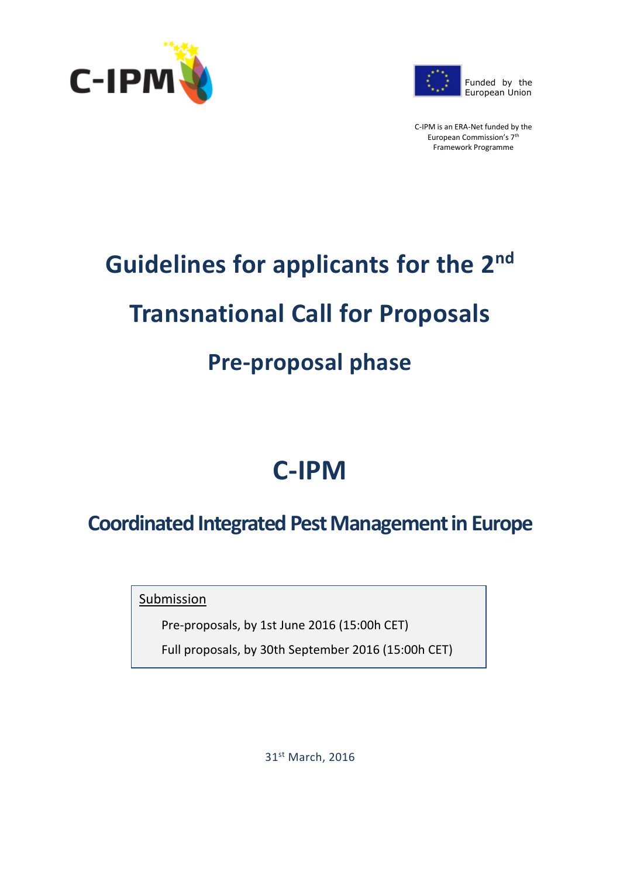C-IPM

Funded by the European Union

C-IPM is an ERA-Net funded by the European Commission's 7th Framework Programme

# Guidelines for applicants for the 2nd Transnational Call for Proposals

## Pre-proposal phase

# C-IPM

## Coordinated Integrated Pest Management in Europe

<u>Submission</u>

Pre-proposals, by 1st June 2016 (15:00h CET)

Full proposals, by 30th September 2016 (15:00h CET)

31st March, 2016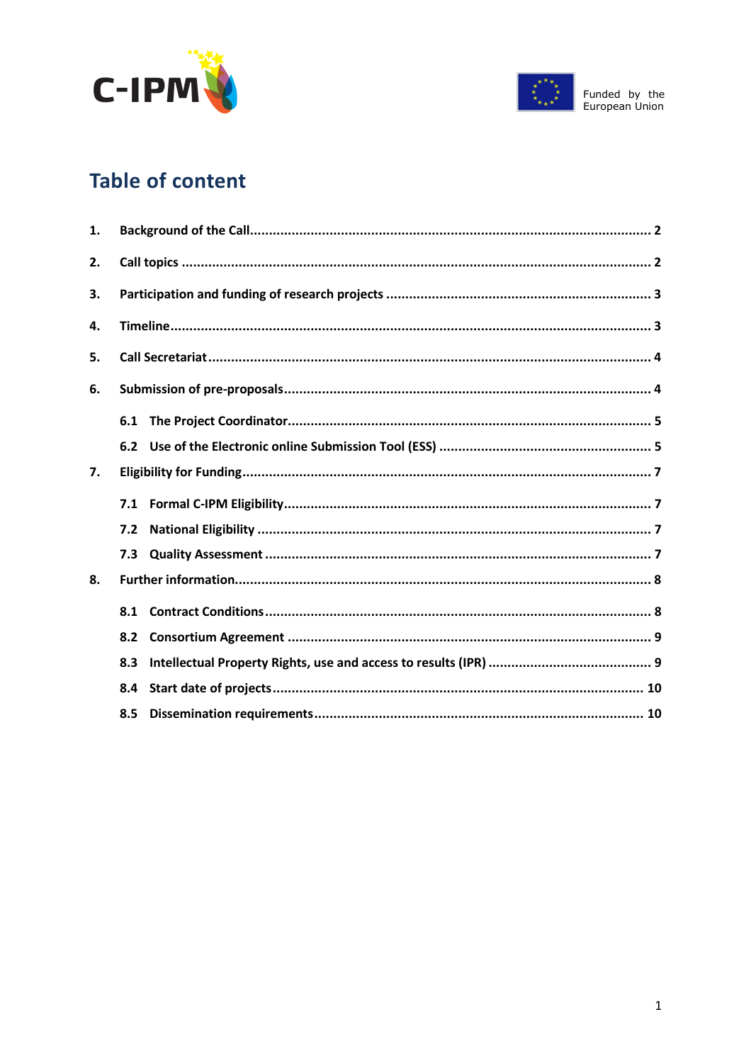# Table of content

1. Background of the Call ........ 2
2. Call topics ........ 2
3. Participation and funding of research projects ........ 3
4. Timeline ........ 3
5. Call Secretariat ........ 4
6. Submission of pre-proposals ........ 4
   - 6.1 The Project Coordinator ........ 5
   - 6.2 Use of the Electronic online Submission Tool (ESS) ........ 5
7. Eligibility for Funding ........ 7
   - 7.1 Formal C-IPM Eligibility ........ 7
   - 7.2 National Eligibility ........ 7
   - 7.3 Quality Assessment ........ 7
8. Further information ........ 8
   - 8.1 Contract Conditions ........ 8
   - 8.2 Consortium Agreement ........ 9
   - 8.3 Intellectual Property Rights, use and access to results (IPR) ........ 9
   - 8.4 Start date of projects ........ 10
   - 8.5 Dissemination requirements ........ 10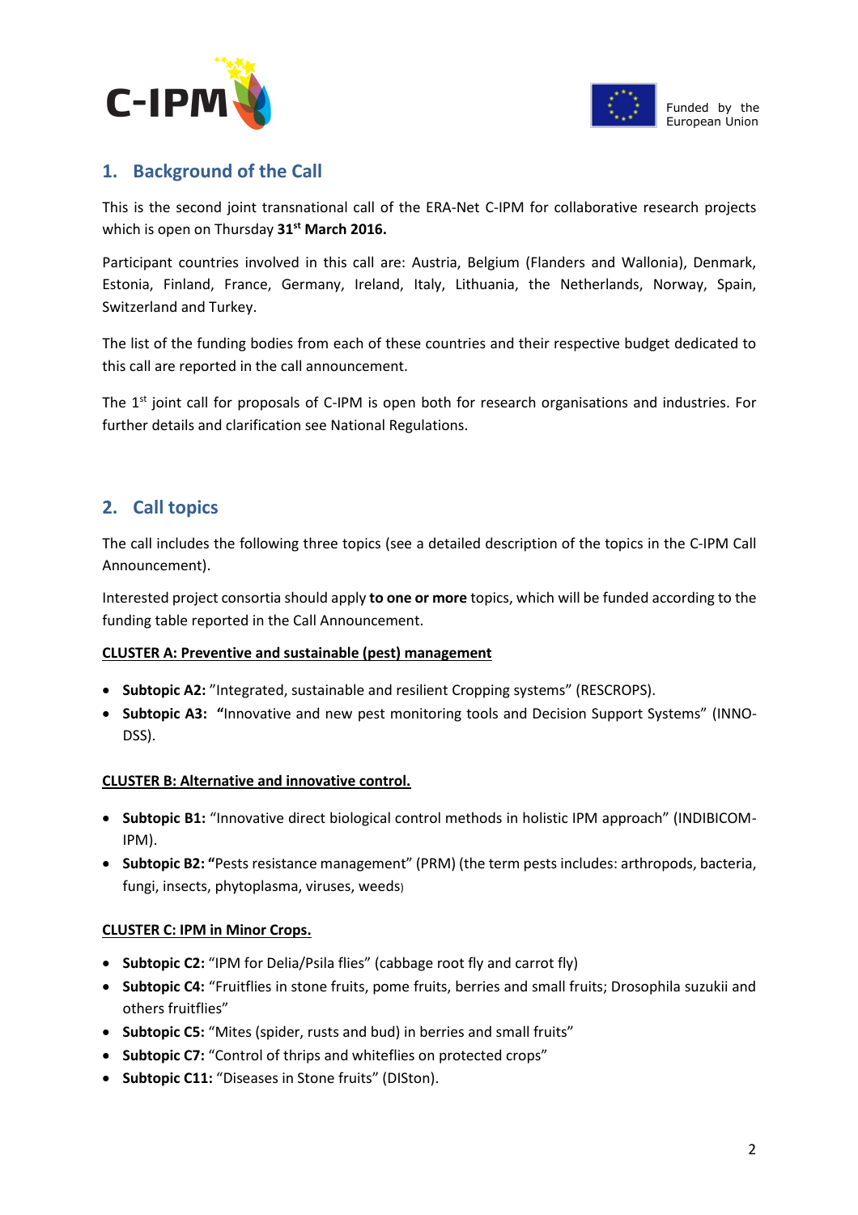## 1. Background of the Call

This is the second joint transnational call of the ERA-Net C-IPM for collaborative research projects which is open on Thursday **31st March 2016.**

Participant countries involved in this call are: Austria, Belgium (Flanders and Wallonia), Denmark, Estonia, Finland, France, Germany, Ireland, Italy, Lithuania, the Netherlands, Norway, Spain, Switzerland and Turkey.

The list of the funding bodies from each of these countries and their respective budget dedicated to this call are reported in the call announcement.

The 1st joint call for proposals of C-IPM is open both for research organisations and industries. For further details and clarification see National Regulations.

## 2. Call topics

The call includes the following three topics (see a detailed description of the topics in the C-IPM Call Announcement).

Interested project consortia should apply **to one or more** topics, which will be funded according to the funding table reported in the Call Announcement.

**CLUSTER A: Preventive and sustainable (pest) management**

- **Subtopic A2:** "Integrated, sustainable and resilient Cropping systems" (RESCROPS).
- **Subtopic A3: "**Innovative and new pest monitoring tools and Decision Support Systems" (INNO-DSS).

**CLUSTER B: Alternative and innovative control.**

- **Subtopic B1:** "Innovative direct biological control methods in holistic IPM approach" (INDIBICOM-IPM).
- **Subtopic B2: "**Pests resistance management" (PRM) (the term pests includes: arthropods, bacteria, fungi, insects, phytoplasma, viruses, weeds)

**CLUSTER C: IPM in Minor Crops.**

- **Subtopic C2:** "IPM for Delia/Psila flies" (cabbage root fly and carrot fly)
- **Subtopic C4:** "Fruitflies in stone fruits, pome fruits, berries and small fruits; Drosophila suzukii and others fruitflies"
- **Subtopic C5:** "Mites (spider, rusts and bud) in berries and small fruits"
- **Subtopic C7:** "Control of thrips and whiteflies on protected crops"
- **Subtopic C11:** "Diseases in Stone fruits" (DISton).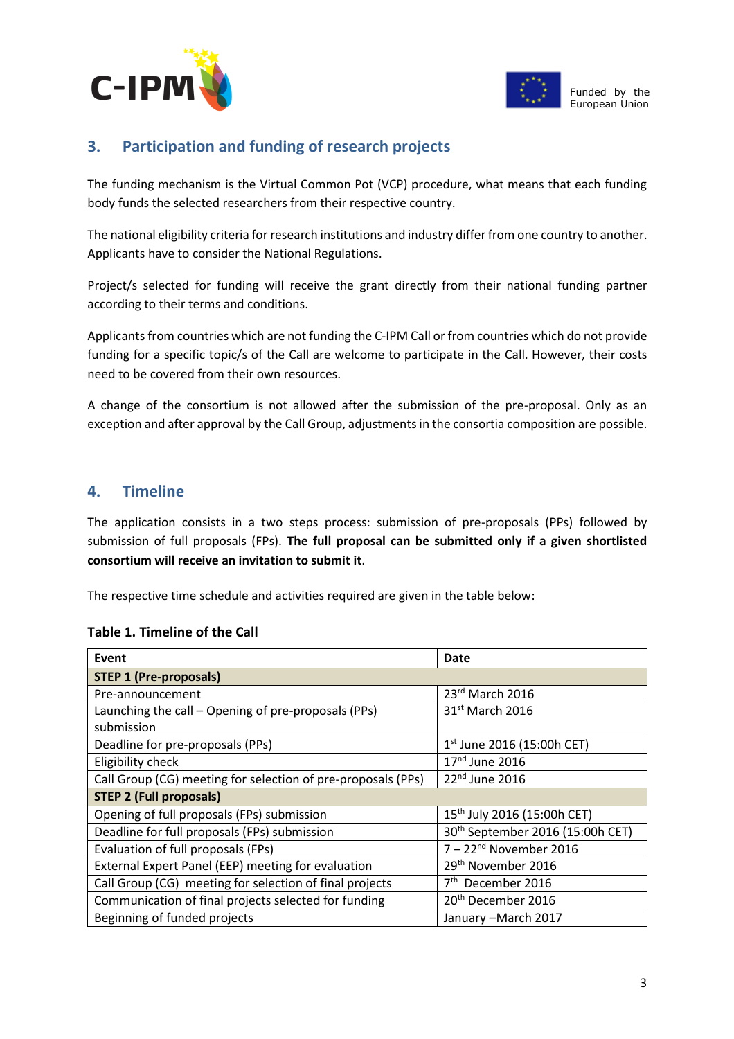## 3. Participation and funding of research projects

The funding mechanism is the Virtual Common Pot (VCP) procedure, what means that each funding body funds the selected researchers from their respective country.

The national eligibility criteria for research institutions and industry differ from one country to another. Applicants have to consider the National Regulations.

Project/s selected for funding will receive the grant directly from their national funding partner according to their terms and conditions.

Applicants from countries which are not funding the C-IPM Call or from countries which do not provide funding for a specific topic/s of the Call are welcome to participate in the Call. However, their costs need to be covered from their own resources.

A change of the consortium is not allowed after the submission of the pre-proposal. Only as an exception and after approval by the Call Group, adjustments in the consortia composition are possible.

## 4. Timeline

The application consists in a two steps process: submission of pre-proposals (PPs) followed by submission of full proposals (FPs). **The full proposal can be submitted only if a given shortlisted consortium will receive an invitation to submit it**.

The respective time schedule and activities required are given in the table below:

**Table 1. Timeline of the Call**

| Event | Date |
|---|---|
| **STEP 1 (Pre-proposals)** | |
| Pre-announcement | 23rd March 2016 |
| Launching the call – Opening of pre-proposals (PPs) submission | 31st March 2016 |
| Deadline for pre-proposals (PPs) | 1st June 2016 (15:00h CET) |
| Eligibility check | 17th June 2016 |
| Call Group (CG) meeting for selection of pre-proposals (PPs) | 22nd June 2016 |
| **STEP 2 (Full proposals)** | |
| Opening of full proposals (FPs) submission | 15th July 2016 (15:00h CET) |
| Deadline for full proposals (FPs) submission | 30th September 2016 (15:00h CET) |
| Evaluation of full proposals (FPs) | 7 – 22nd November 2016 |
| External Expert Panel (EEP) meeting for evaluation | 29th November 2016 |
| Call Group (CG) meeting for selection of final projects | 7th December 2016 |
| Communication of final projects selected for funding | 20th December 2016 |
| Beginning of funded projects | January –March 2017 |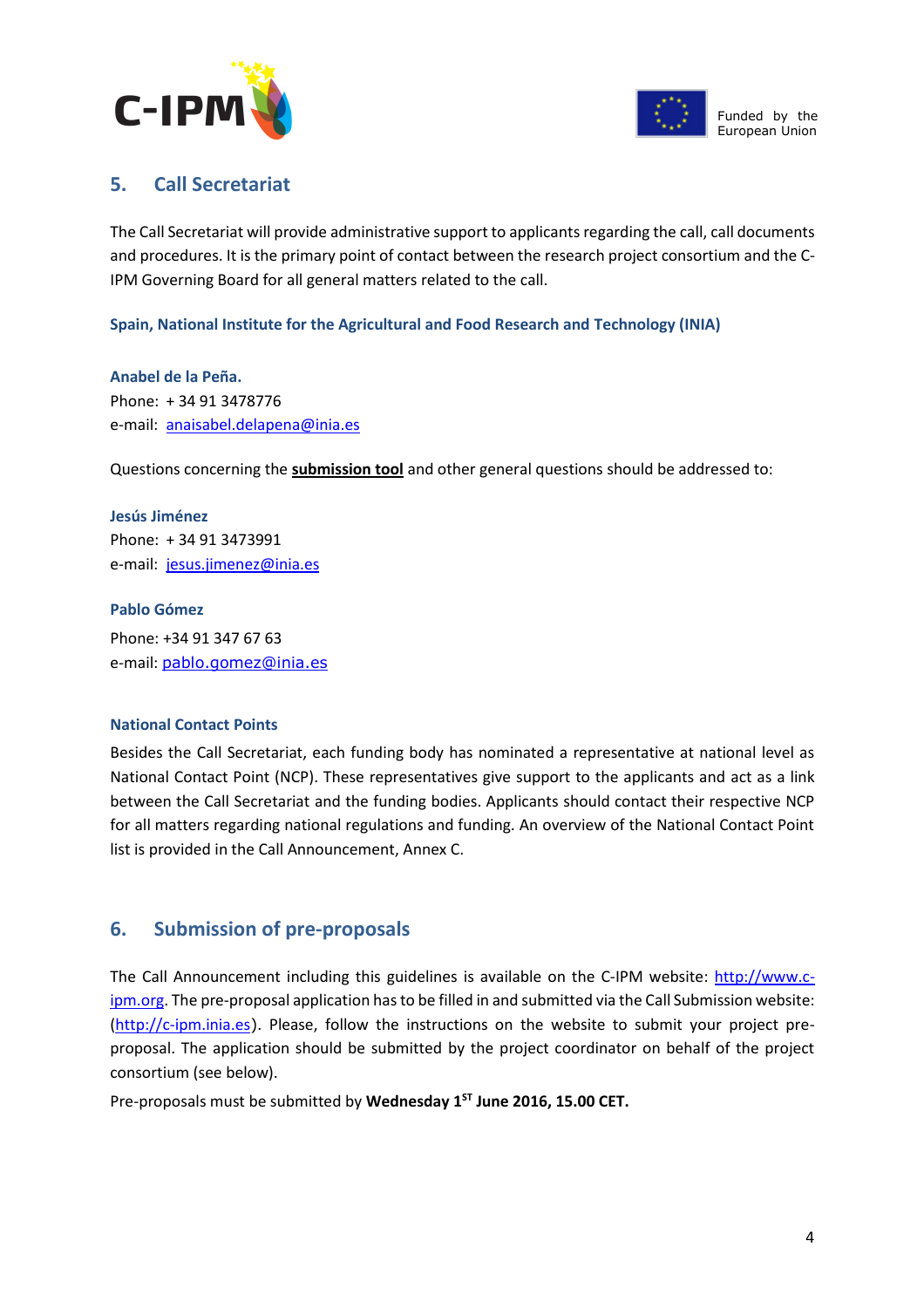## 5. Call Secretariat

The Call Secretariat will provide administrative support to applicants regarding the call, call documents and procedures. It is the primary point of contact between the research project consortium and the C-IPM Governing Board for all general matters related to the call.

**Spain, National Institute for the Agricultural and Food Research and Technology (INIA)**

**Anabel de la Peña.**
Phone: + 34 91 3478776
e-mail: anaisabel.delapena@inia.es

Questions concerning the **submission tool** and other general questions should be addressed to:

**Jesús Jiménez**
Phone: + 34 91 3473991
e-mail: jesus.jimenez@inia.es

**Pablo Gómez**
Phone: +34 91 347 67 63
e-mail: pablo.gomez@inia.es

**National Contact Points**

Besides the Call Secretariat, each funding body has nominated a representative at national level as National Contact Point (NCP). These representatives give support to the applicants and act as a link between the Call Secretariat and the funding bodies. Applicants should contact their respective NCP for all matters regarding national regulations and funding. An overview of the National Contact Point list is provided in the Call Announcement, Annex C.

## 6. Submission of pre-proposals

The Call Announcement including this guidelines is available on the C-IPM website: http://www.c-ipm.org. The pre-proposal application has to be filled in and submitted via the Call Submission website: (http://c-ipm.inia.es). Please, follow the instructions on the website to submit your project pre-proposal. The application should be submitted by the project coordinator on behalf of the project consortium (see below).

Pre-proposals must be submitted by **Wednesday 1ST June 2016, 15.00 CET.**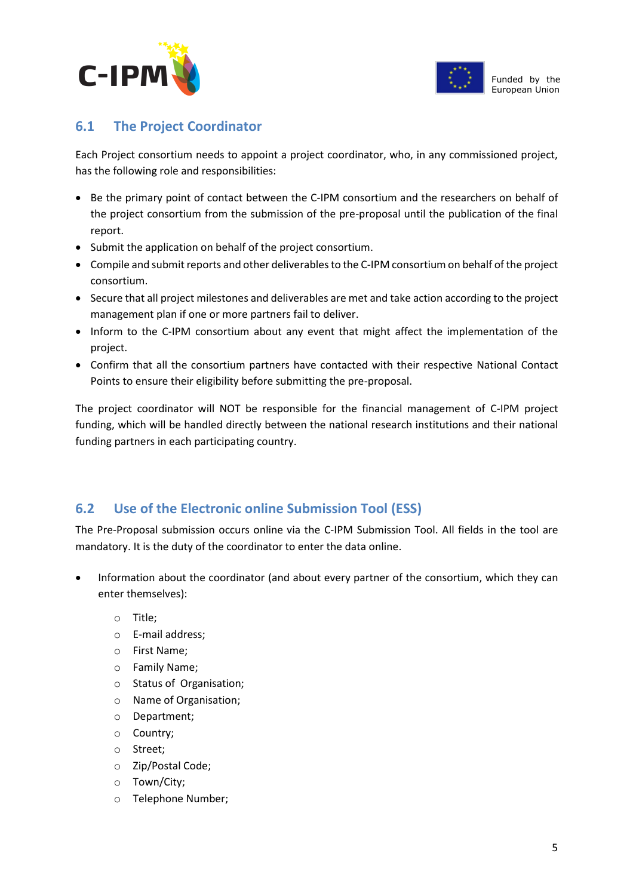## 6.1 The Project Coordinator

Each Project consortium needs to appoint a project coordinator, who, in any commissioned project, has the following role and responsibilities:

- Be the primary point of contact between the C-IPM consortium and the researchers on behalf of the project consortium from the submission of the pre-proposal until the publication of the final report.
- Submit the application on behalf of the project consortium.
- Compile and submit reports and other deliverables to the C-IPM consortium on behalf of the project consortium.
- Secure that all project milestones and deliverables are met and take action according to the project management plan if one or more partners fail to deliver.
- Inform to the C-IPM consortium about any event that might affect the implementation of the project.
- Confirm that all the consortium partners have contacted with their respective National Contact Points to ensure their eligibility before submitting the pre-proposal.

The project coordinator will NOT be responsible for the financial management of C-IPM project funding, which will be handled directly between the national research institutions and their national funding partners in each participating country.

## 6.2 Use of the Electronic online Submission Tool (ESS)

The Pre-Proposal submission occurs online via the C-IPM Submission Tool. All fields in the tool are mandatory. It is the duty of the coordinator to enter the data online.

- Information about the coordinator (and about every partner of the consortium, which they can enter themselves):
  - Title;
  - E-mail address;
  - First Name;
  - Family Name;
  - Status of Organisation;
  - Name of Organisation;
  - Department;
  - Country;
  - Street;
  - Zip/Postal Code;
  - Town/City;
  - Telephone Number;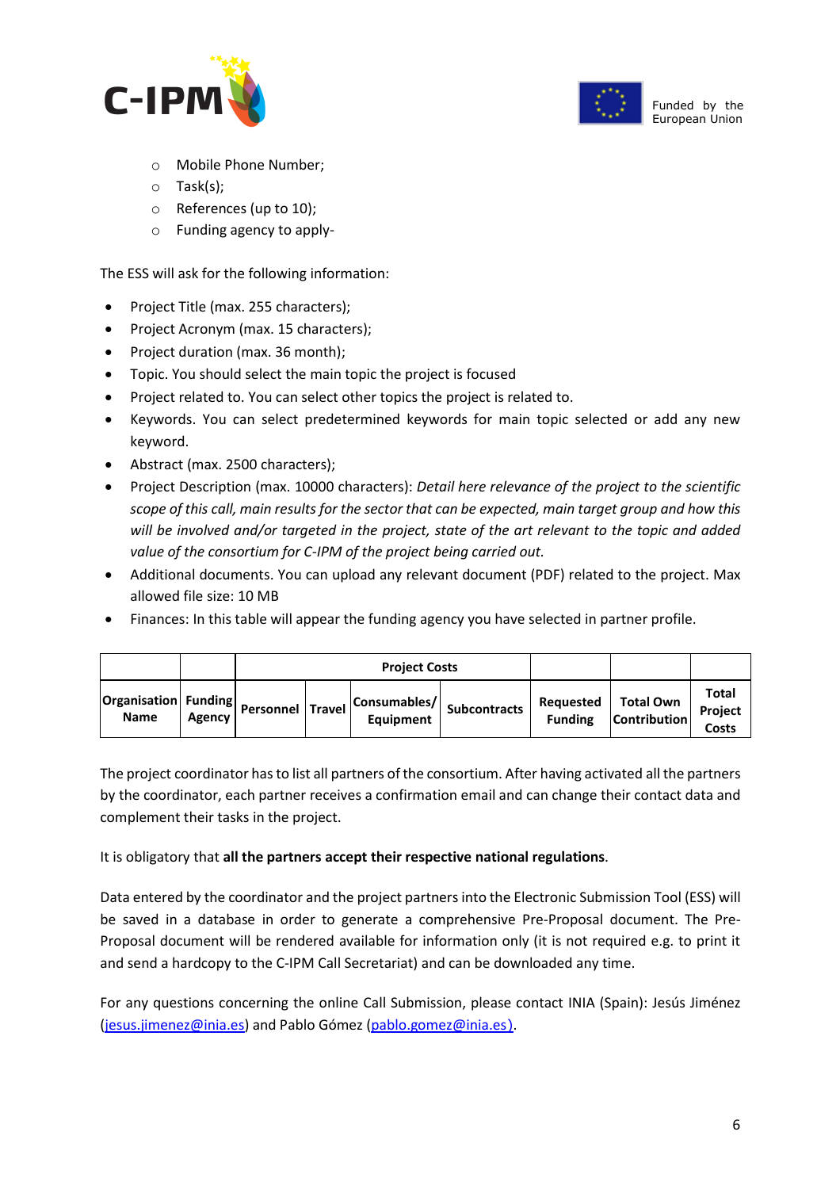- Mobile Phone Number;
    - Task(s);
    - References (up to 10);
    - Funding agency to apply-

The ESS will ask for the following information:

- Project Title (max. 255 characters);
- Project Acronym (max. 15 characters);
- Project duration (max. 36 month);
- Topic. You should select the main topic the project is focused
- Project related to. You can select other topics the project is related to.
- Keywords. You can select predetermined keywords for main topic selected or add any new keyword.
- Abstract (max. 2500 characters);
- Project Description (max. 10000 characters): *Detail here relevance of the project to the scientific scope of this call, main results for the sector that can be expected, main target group and how this will be involved and/or targeted in the project, state of the art relevant to the topic and added value of the consortium for C-IPM of the project being carried out.*
- Additional documents. You can upload any relevant document (PDF) related to the project. Max allowed file size: 10 MB
- Finances: In this table will appear the funding agency you have selected in partner profile.

| | | **Project Costs** | | | | | | |
|---|---|---|---|---|---|---|---|---|
| **Organisation Name** | **Funding Agency** | **Personnel** | **Travel** | **Consumables/ Equipment** | **Subcontracts** | **Requested Funding** | **Total Own Contribution** | **Total Project Costs** |

The project coordinator has to list all partners of the consortium. After having activated all the partners by the coordinator, each partner receives a confirmation email and can change their contact data and complement their tasks in the project.

It is obligatory that **all the partners accept their respective national regulations**.

Data entered by the coordinator and the project partners into the Electronic Submission Tool (ESS) will be saved in a database in order to generate a comprehensive Pre-Proposal document. The Pre-Proposal document will be rendered available for information only (it is not required e.g. to print it and send a hardcopy to the C-IPM Call Secretariat) and can be downloaded any time.

For any questions concerning the online Call Submission, please contact INIA (Spain): Jesús Jiménez (jesus.jimenez@inia.es) and Pablo Gómez (pablo.gomez@inia.es).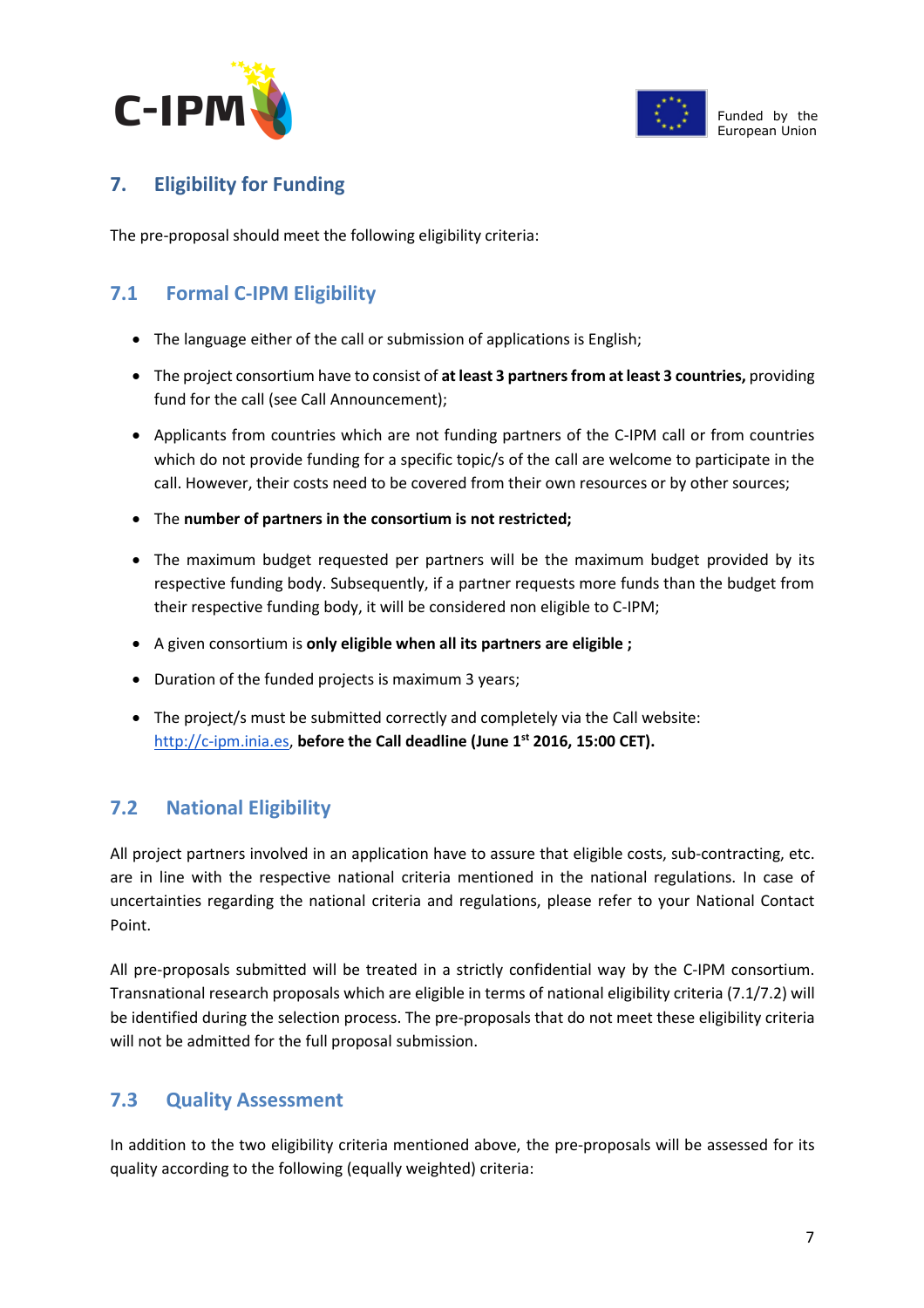## 7. Eligibility for Funding

The pre-proposal should meet the following eligibility criteria:

### 7.1 Formal C-IPM Eligibility

- The language either of the call or submission of applications is English;
- The project consortium have to consist of **at least 3 partners from at least 3 countries,** providing fund for the call (see Call Announcement);
- Applicants from countries which are not funding partners of the C-IPM call or from countries which do not provide funding for a specific topic/s of the call are welcome to participate in the call. However, their costs need to be covered from their own resources or by other sources;
- The **number of partners in the consortium is not restricted;**
- The maximum budget requested per partners will be the maximum budget provided by its respective funding body. Subsequently, if a partner requests more funds than the budget from their respective funding body, it will be considered non eligible to C-IPM;
- A given consortium is **only eligible when all its partners are eligible ;**
- Duration of the funded projects is maximum 3 years;
- The project/s must be submitted correctly and completely via the Call website: http://c-ipm.inia.es, **before the Call deadline (June 1st 2016, 15:00 CET).**

### 7.2 National Eligibility

All project partners involved in an application have to assure that eligible costs, sub-contracting, etc. are in line with the respective national criteria mentioned in the national regulations. In case of uncertainties regarding the national criteria and regulations, please refer to your National Contact Point.

All pre-proposals submitted will be treated in a strictly confidential way by the C-IPM consortium. Transnational research proposals which are eligible in terms of national eligibility criteria (7.1/7.2) will be identified during the selection process. The pre-proposals that do not meet these eligibility criteria will not be admitted for the full proposal submission.

### 7.3 Quality Assessment

In addition to the two eligibility criteria mentioned above, the pre-proposals will be assessed for its quality according to the following (equally weighted) criteria: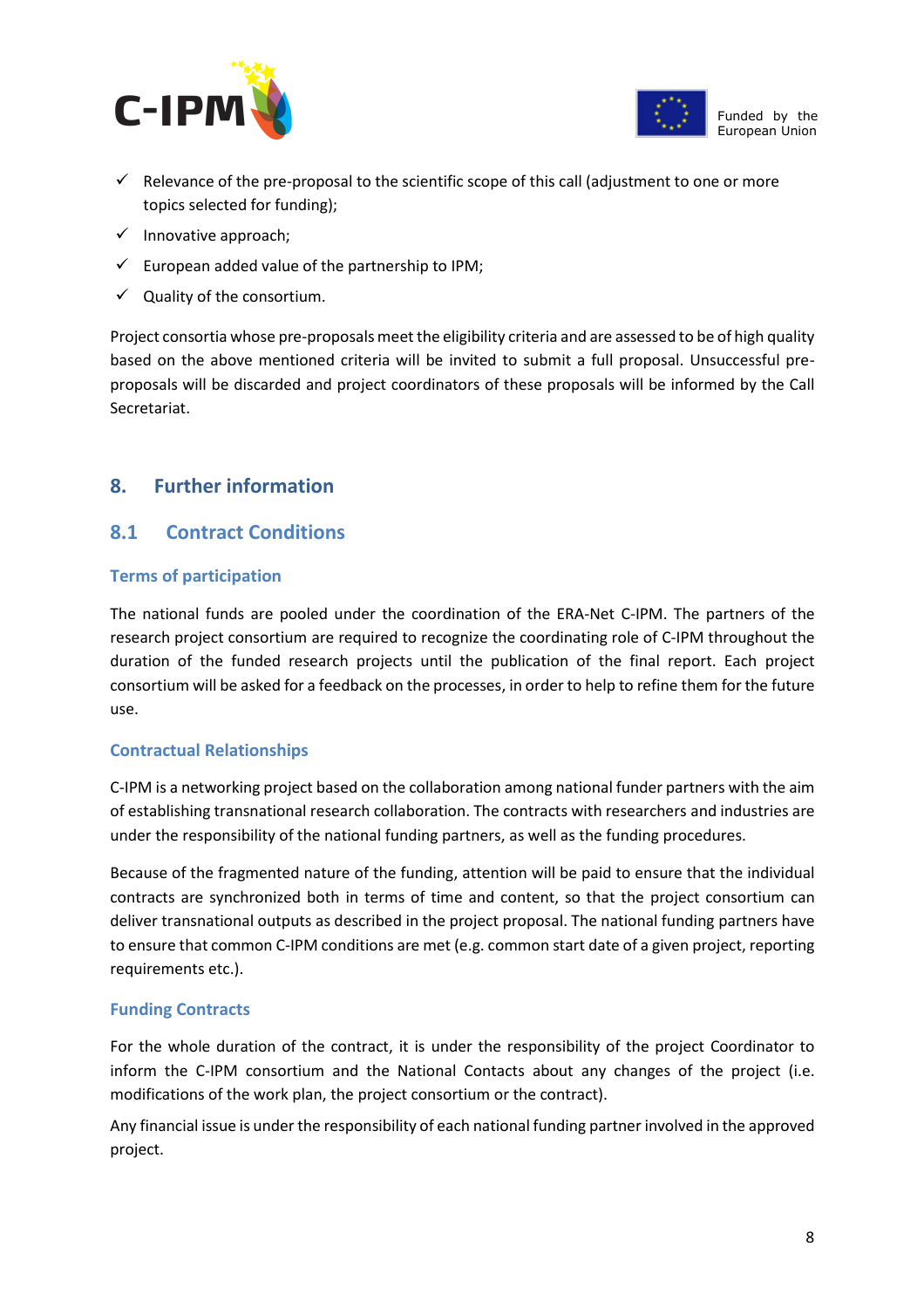- ✓ Relevance of the pre-proposal to the scientific scope of this call (adjustment to one or more topics selected for funding);
- ✓ Innovative approach;
- ✓ European added value of the partnership to IPM;
- ✓ Quality of the consortium.

Project consortia whose pre-proposals meet the eligibility criteria and are assessed to be of high quality based on the above mentioned criteria will be invited to submit a full proposal. Unsuccessful pre-proposals will be discarded and project coordinators of these proposals will be informed by the Call Secretariat.

# 8. Further information

## 8.1 Contract Conditions

### Terms of participation

The national funds are pooled under the coordination of the ERA-Net C-IPM. The partners of the research project consortium are required to recognize the coordinating role of C-IPM throughout the duration of the funded research projects until the publication of the final report. Each project consortium will be asked for a feedback on the processes, in order to help to refine them for the future use.

### Contractual Relationships

C-IPM is a networking project based on the collaboration among national funder partners with the aim of establishing transnational research collaboration. The contracts with researchers and industries are under the responsibility of the national funding partners, as well as the funding procedures.

Because of the fragmented nature of the funding, attention will be paid to ensure that the individual contracts are synchronized both in terms of time and content, so that the project consortium can deliver transnational outputs as described in the project proposal. The national funding partners have to ensure that common C-IPM conditions are met (e.g. common start date of a given project, reporting requirements etc.).

### Funding Contracts

For the whole duration of the contract, it is under the responsibility of the project Coordinator to inform the C-IPM consortium and the National Contacts about any changes of the project (i.e. modifications of the work plan, the project consortium or the contract).

Any financial issue is under the responsibility of each national funding partner involved in the approved project.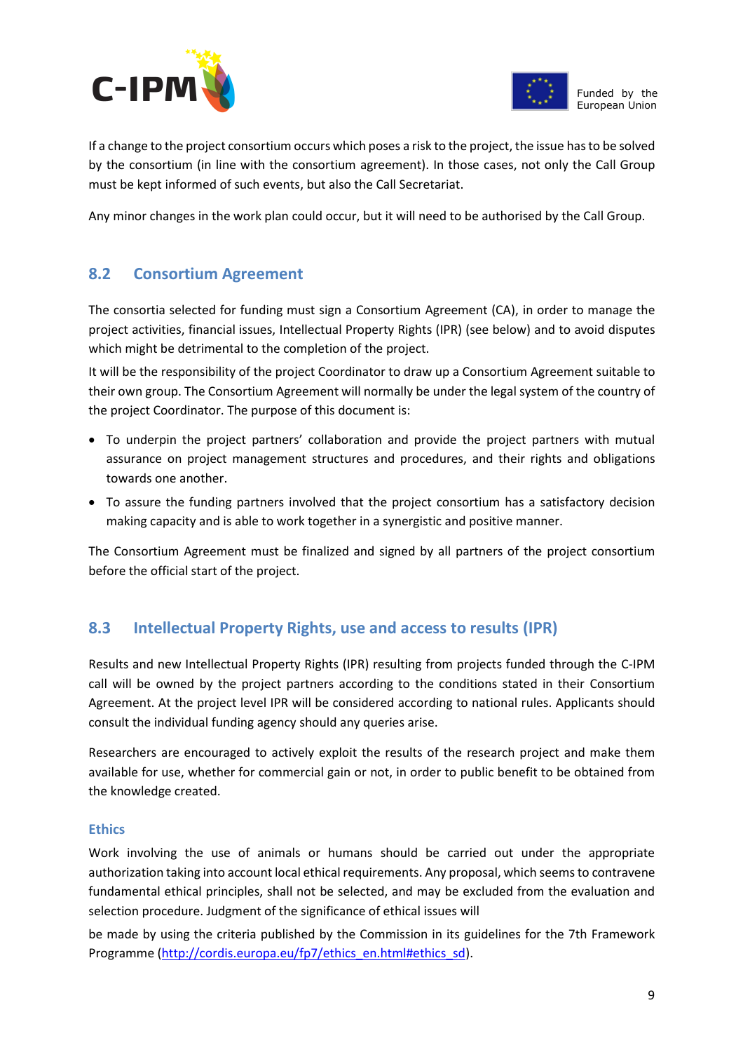If a change to the project consortium occurs which poses a risk to the project, the issue has to be solved by the consortium (in line with the consortium agreement). In those cases, not only the Call Group must be kept informed of such events, but also the Call Secretariat.

Any minor changes in the work plan could occur, but it will need to be authorised by the Call Group.

## 8.2 Consortium Agreement

The consortia selected for funding must sign a Consortium Agreement (CA), in order to manage the project activities, financial issues, Intellectual Property Rights (IPR) (see below) and to avoid disputes which might be detrimental to the completion of the project.

It will be the responsibility of the project Coordinator to draw up a Consortium Agreement suitable to their own group. The Consortium Agreement will normally be under the legal system of the country of the project Coordinator. The purpose of this document is:

- To underpin the project partners' collaboration and provide the project partners with mutual assurance on project management structures and procedures, and their rights and obligations towards one another.
- To assure the funding partners involved that the project consortium has a satisfactory decision making capacity and is able to work together in a synergistic and positive manner.

The Consortium Agreement must be finalized and signed by all partners of the project consortium before the official start of the project.

## 8.3 Intellectual Property Rights, use and access to results (IPR)

Results and new Intellectual Property Rights (IPR) resulting from projects funded through the C-IPM call will be owned by the project partners according to the conditions stated in their Consortium Agreement. At the project level IPR will be considered according to national rules. Applicants should consult the individual funding agency should any queries arise.

Researchers are encouraged to actively exploit the results of the research project and make them available for use, whether for commercial gain or not, in order to public benefit to be obtained from the knowledge created.

### Ethics

Work involving the use of animals or humans should be carried out under the appropriate authorization taking into account local ethical requirements. Any proposal, which seems to contravene fundamental ethical principles, shall not be selected, and may be excluded from the evaluation and selection procedure. Judgment of the significance of ethical issues will

be made by using the criteria published by the Commission in its guidelines for the 7th Framework Programme (http://cordis.europa.eu/fp7/ethics_en.html#ethics_sd).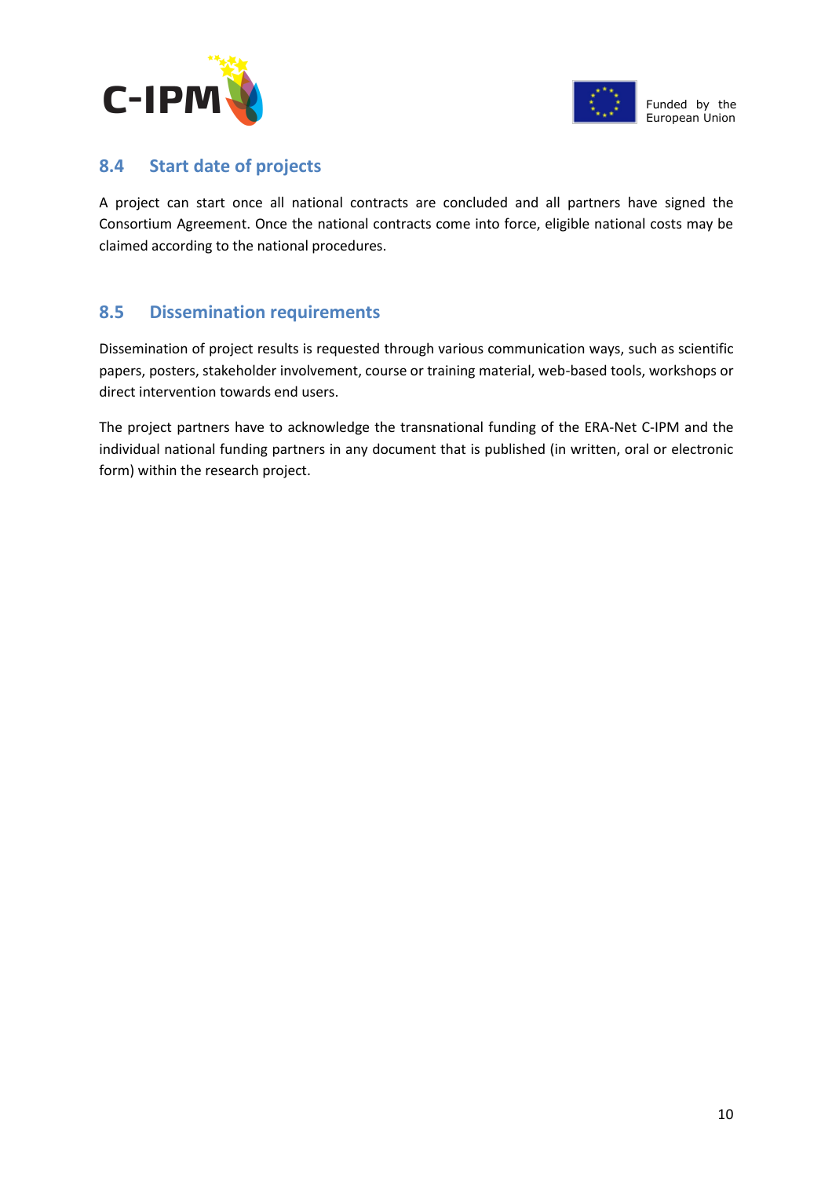## 8.4 Start date of projects

A project can start once all national contracts are concluded and all partners have signed the Consortium Agreement. Once the national contracts come into force, eligible national costs may be claimed according to the national procedures.

## 8.5 Dissemination requirements

Dissemination of project results is requested through various communication ways, such as scientific papers, posters, stakeholder involvement, course or training material, web-based tools, workshops or direct intervention towards end users.

The project partners have to acknowledge the transnational funding of the ERA-Net C-IPM and the individual national funding partners in any document that is published (in written, oral or electronic form) within the research project.